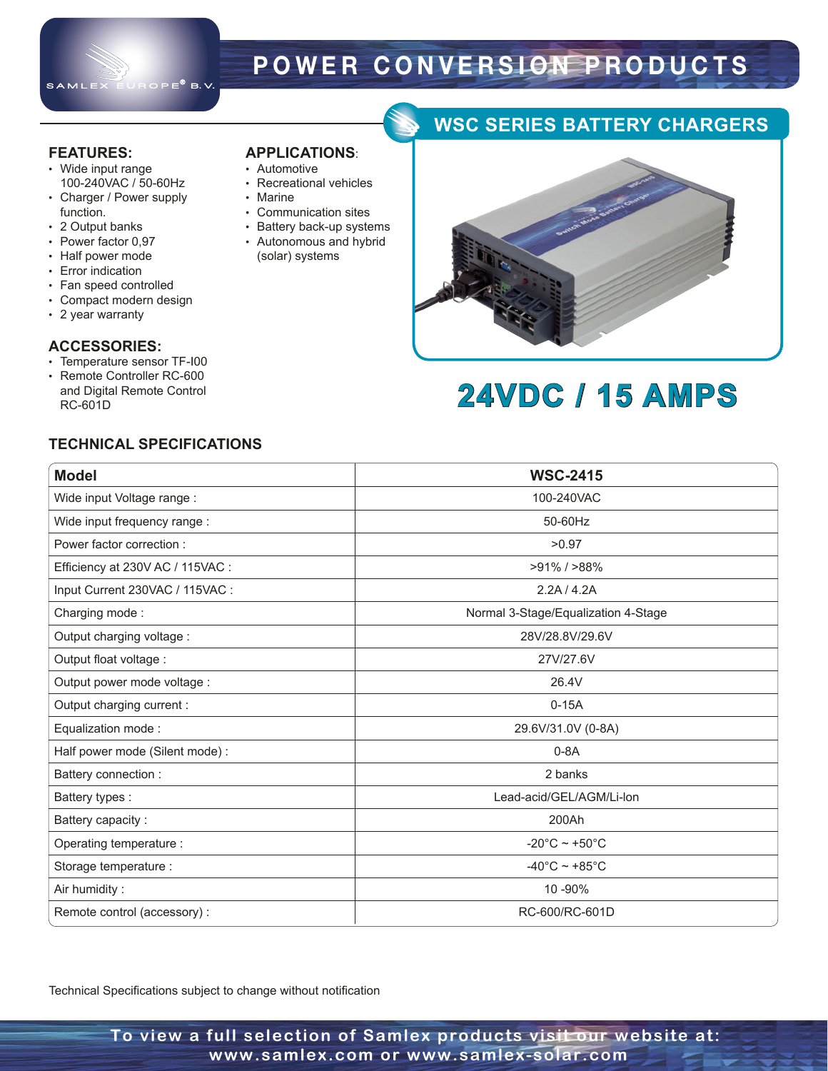SAMLEX EUROPE® B.V.

# POWER CONVERSION PRODUCTS

## WSC SERIES BATTERY CHARGERS

### FEATURES:

- Wide input range 100-240VAC / 50-60Hz
- Charger / Power supply function.
- 2 Output banks
- Power factor 0,97
- Half power mode
- Error indication
- Fan speed controlled
- Compact modern design
- 2 year warranty

### APPLICATIONS:

- Automotive
- Recreational vehicles
- Marine
- Communication sites
- Battery back-up systems
- Autonomous and hybrid (solar) systems

### ACCESSORIES:

- Temperature sensor TF-I00
- Remote Controller RC-600 and Digital Remote Control RC-601D

## 24VDC / 15 AMPS

### TECHNICAL SPECIFICATIONS

| Model | WSC-2415 |
|---|---|
| Wide input Voltage range : | 100-240VAC |
| Wide input frequency range : | 50-60Hz |
| Power factor correction : | >0.97 |
| Efficiency at 230V AC / 115VAC : | >91% / >88% |
| Input Current 230VAC / 115VAC : | 2.2A / 4.2A |
| Charging mode : | Normal 3-Stage/Equalization 4-Stage |
| Output charging voltage : | 28V/28.8V/29.6V |
| Output float voltage : | 27V/27.6V |
| Output power mode voltage : | 26.4V |
| Output charging current : | 0-15A |
| Equalization mode : | 29.6V/31.0V (0-8A) |
| Half power mode (Silent mode) : | 0-8A |
| Battery connection : | 2 banks |
| Battery types : | Lead-acid/GEL/AGM/Li-Ion |
| Battery capacity : | 200Ah |
| Operating temperature : | -20°C ~ +50°C |
| Storage temperature : | -40°C ~ +85°C |
| Air humidity : | 10 -90% |
| Remote control (accessory) : | RC-600/RC-601D |

Technical Specifications subject to change without notification

**To view a full selection of Samlex products visit our website at: www.samlex.com or www.samlex-solar.com**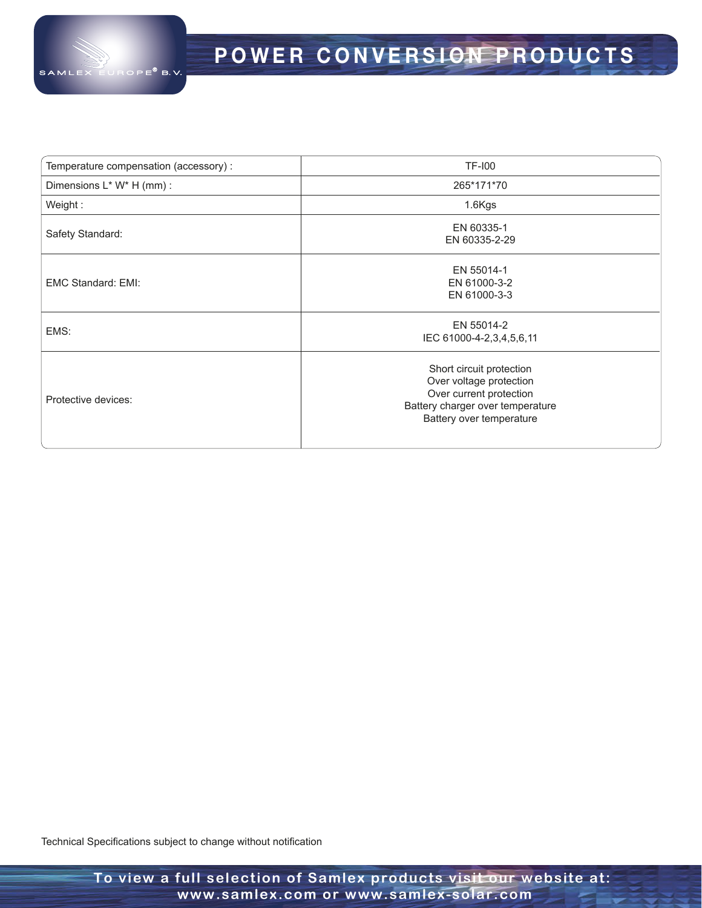| | |
|---|---|
| Temperature compensation (accessory) : | TF-I00 |
| Dimensions L* W* H (mm) : | 265*171*70 |
| Weight : | 1.6Kgs |
| Safety Standard: | EN 60335-1<br>EN 60335-2-29 |
| EMC Standard: EMI: | EN 55014-1<br>EN 61000-3-2<br>EN 61000-3-3 |
| EMS: | EN 55014-2<br>IEC 61000-4-2,3,4,5,6,11 |
| Protective devices: | Short circuit protection<br>Over voltage protection<br>Over current protection<br>Battery charger over temperature<br>Battery over temperature |

Technical Specifications subject to change without notification